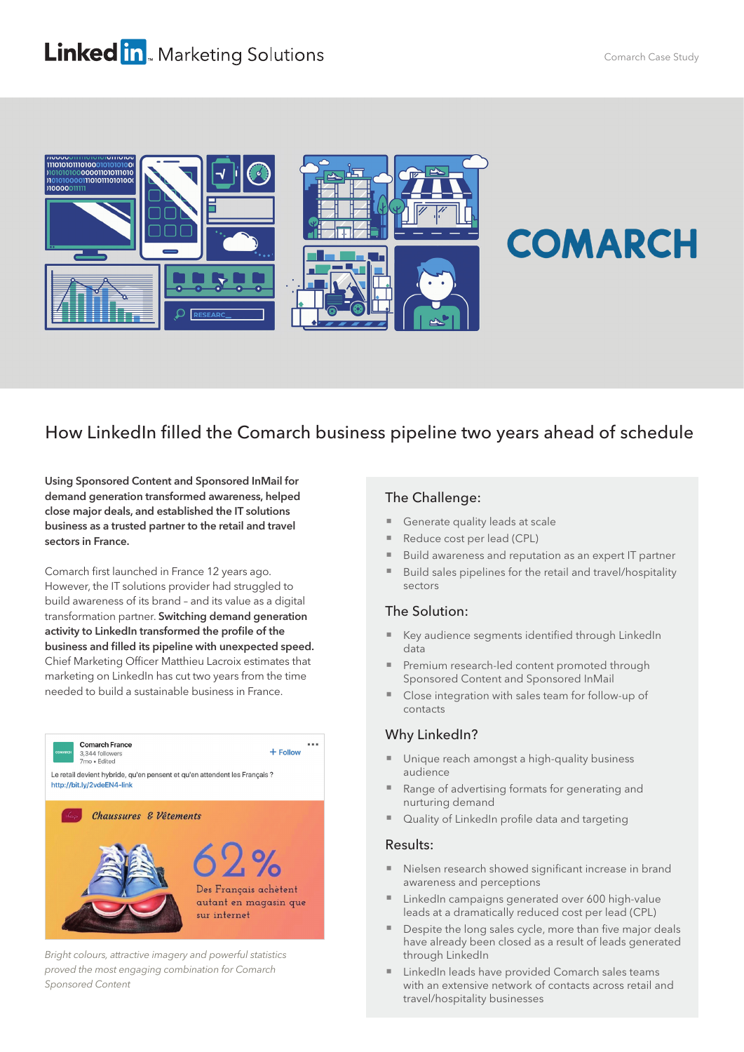LinkedIn Marketing Solutions

Comarch Case Study

COMARCH

# How LinkedIn filled the Comarch business pipeline two years ahead of schedule

**Using Sponsored Content and Sponsored InMail for demand generation transformed awareness, helped close major deals, and established the IT solutions business as a trusted partner to the retail and travel sectors in France.**

Comarch first launched in France 12 years ago. However, the IT solutions provider had struggled to build awareness of its brand – and its value as a digital transformation partner. **Switching demand generation activity to LinkedIn transformed the profile of the business and filled its pipeline with unexpected speed.** Chief Marketing Officer Matthieu Lacroix estimates that marketing on LinkedIn has cut two years from the time needed to build a sustainable business in France.

Comarch France
3,344 followers
7mo • Edited

+ Follow

Le retail devient hybride, qu'en pensent et qu'en attendent les Français ?
http://bit.ly/2vdeEN4-link

Chaussures & Vêtements

62%
Des Français achètent autant en magasin que sur internet

*Bright colours, attractive imagery and powerful statistics proved the most engaging combination for Comarch Sponsored Content*

## The Challenge:

- Generate quality leads at scale
- Reduce cost per lead (CPL)
- Build awareness and reputation as an expert IT partner
- Build sales pipelines for the retail and travel/hospitality sectors

## The Solution:

- Key audience segments identified through LinkedIn data
- Premium research-led content promoted through Sponsored Content and Sponsored InMail
- Close integration with sales team for follow-up of contacts

## Why LinkedIn?

- Unique reach amongst a high-quality business audience
- Range of advertising formats for generating and nurturing demand
- Quality of LinkedIn profile data and targeting

## Results:

- Nielsen research showed significant increase in brand awareness and perceptions
- LinkedIn campaigns generated over 600 high-value leads at a dramatically reduced cost per lead (CPL)
- Despite the long sales cycle, more than five major deals have already been closed as a result of leads generated through LinkedIn
- LinkedIn leads have provided Comarch sales teams with an extensive network of contacts across retail and travel/hospitality businesses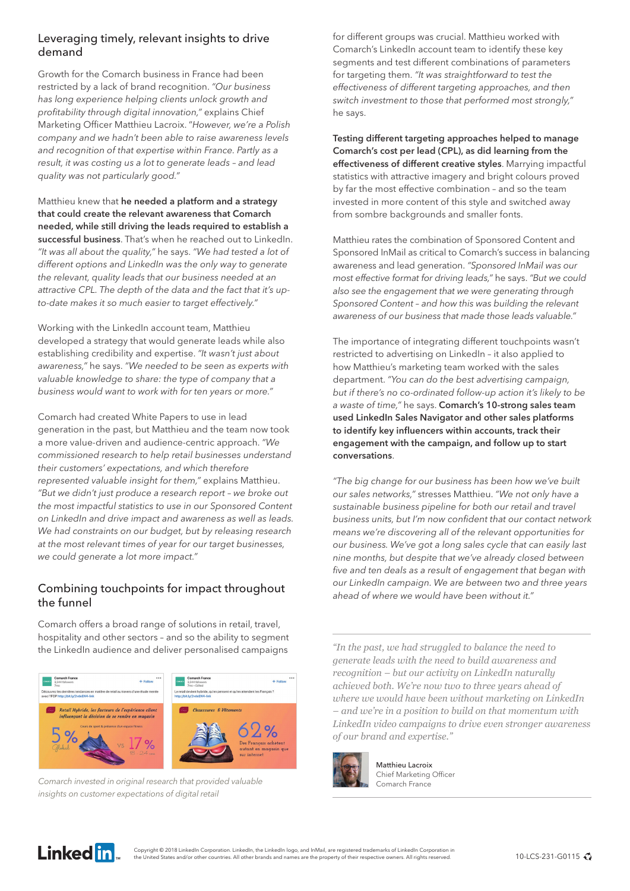## Leveraging timely, relevant insights to drive demand

Growth for the Comarch business in France had been restricted by a lack of brand recognition. *"Our business has long experience helping clients unlock growth and profitability through digital innovation,"* explains Chief Marketing Officer Matthieu Lacroix. *"However, we're a Polish company and we hadn't been able to raise awareness levels and recognition of that expertise within France. Partly as a result, it was costing us a lot to generate leads – and lead quality was not particularly good."*

Matthieu knew that **he needed a platform and a strategy that could create the relevant awareness that Comarch needed, while still driving the leads required to establish a successful business**. That's when he reached out to LinkedIn. *"It was all about the quality,"* he says. *"We had tested a lot of different options and LinkedIn was the only way to generate the relevant, quality leads that our business needed at an attractive CPL. The depth of the data and the fact that it's up-to-date makes it so much easier to target effectively."*

Working with the LinkedIn account team, Matthieu developed a strategy that would generate leads while also establishing credibility and expertise. *"It wasn't just about awareness,"* he says. *"We needed to be seen as experts with valuable knowledge to share: the type of company that a business would want to work with for ten years or more."*

Comarch had created White Papers to use in lead generation in the past, but Matthieu and the team now took a more value-driven and audience-centric approach. *"We commissioned research to help retail businesses understand their customers' expectations, and which therefore represented valuable insight for them,"* explains Matthieu. *"But we didn't just produce a research report – we broke out the most impactful statistics to use in our Sponsored Content on LinkedIn and drive impact and awareness as well as leads. We had constraints on our budget, but by releasing research at the most relevant times of year for our target businesses, we could generate a lot more impact."*

## Combining touchpoints for impact throughout the funnel

Comarch offers a broad range of solutions in retail, travel, hospitality and other sectors – and so the ability to segment the LinkedIn audience and deliver personalised campaigns for different groups was crucial. Matthieu worked with Comarch's LinkedIn account team to identify these key segments and test different combinations of parameters for targeting them. *"It was straightforward to test the effectiveness of different targeting approaches, and then switch investment to those that performed most strongly,"* he says.

*Comarch invested in original research that provided valuable insights on customer expectations of digital retail*

**Testing different targeting approaches helped to manage Comarch's cost per lead (CPL), as did learning from the effectiveness of different creative styles**. Marrying impactful statistics with attractive imagery and bright colours proved by far the most effective combination – and so the team invested in more content of this style and switched away from sombre backgrounds and smaller fonts.

Matthieu rates the combination of Sponsored Content and Sponsored InMail as critical to Comarch's success in balancing awareness and lead generation. *"Sponsored InMail was our most effective format for driving leads,"* he says. *"But we could also see the engagement that we were generating through Sponsored Content – and how this was building the relevant awareness of our business that made those leads valuable."*

The importance of integrating different touchpoints wasn't restricted to advertising on LinkedIn – it also applied to how Matthieu's marketing team worked with the sales department. *"You can do the best advertising campaign, but if there's no co-ordinated follow-up action it's likely to be a waste of time,"* he says. **Comarch's 10-strong sales team used LinkedIn Sales Navigator and other sales platforms to identify key influencers within accounts, track their engagement with the campaign, and follow up to start conversations**.

*"The big change for our business has been how we've built our sales networks,"* stresses Matthieu. *"We not only have a sustainable business pipeline for both our retail and travel business units, but I'm now confident that our contact network means we're discovering all of the relevant opportunities for our business. We've got a long sales cycle that can easily last nine months, but despite that we've already closed between five and ten deals as a result of engagement that began with our LinkedIn campaign. We are between two and three years ahead of where we would have been without it."*

*"In the past, we had struggled to balance the need to generate leads with the need to build awareness and recognition – but our activity on LinkedIn naturally achieved both. We're now two to three years ahead of where we would have been without marketing on LinkedIn – and we're in a position to build on that momentum with LinkedIn video campaigns to drive even stronger awareness of our brand and expertise."*

Matthieu Lacroix
Chief Marketing Officer
Comarch France

Copyright © 2018 LinkedIn Corporation. LinkedIn, the LinkedIn logo, and InMail, are registered trademarks of LinkedIn Corporation in the United States and/or other countries. All other brands and names are the property of their respective owners. All rights reserved.

10-LCS-231-G0115